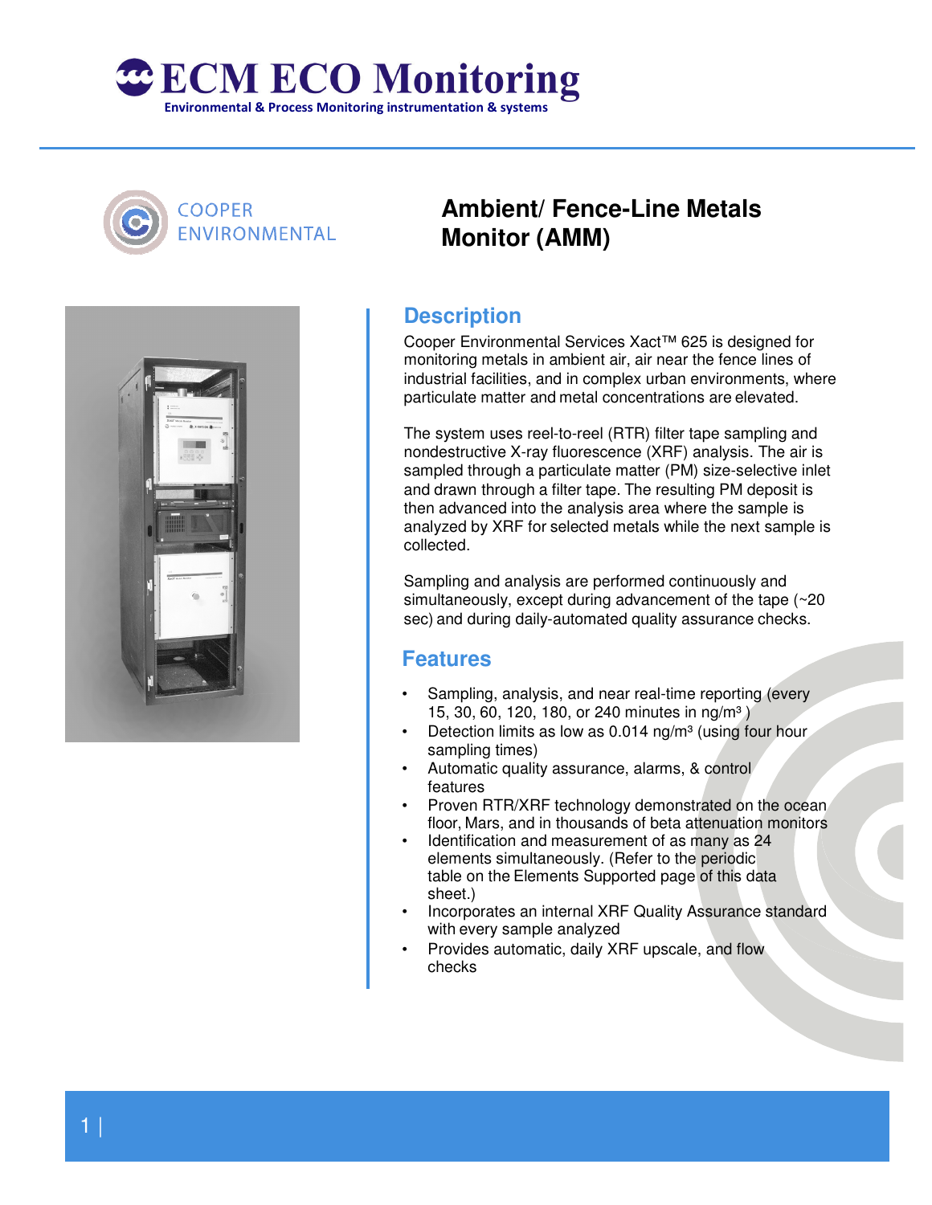**ECM ECO Monitoring**
Environmental & Process Monitoring instrumentation & systems

COOPER ENVIRONMENTAL

# Ambient/ Fence-Line Metals Monitor (AMM)

## Description

Cooper Environmental Services Xact™ 625 is designed for monitoring metals in ambient air, air near the fence lines of industrial facilities, and in complex urban environments, where particulate matter and metal concentrations are elevated.

The system uses reel-to-reel (RTR) filter tape sampling and nondestructive X-ray fluorescence (XRF) analysis. The air is sampled through a particulate matter (PM) size-selective inlet and drawn through a filter tape. The resulting PM deposit is then advanced into the analysis area where the sample is analyzed by XRF for selected metals while the next sample is collected.

Sampling and analysis are performed continuously and simultaneously, except during advancement of the tape (~20 sec) and during daily-automated quality assurance checks.

## Features

- Sampling, analysis, and near real-time reporting (every 15, 30, 60, 120, 180, or 240 minutes in ng/m³ )
- Detection limits as low as 0.014 ng/m³ (using four hour sampling times)
- Automatic quality assurance, alarms, & control features
- Proven RTR/XRF technology demonstrated on the ocean floor, Mars, and in thousands of beta attenuation monitors
- Identification and measurement of as many as 24 elements simultaneously. (Refer to the periodic table on the Elements Supported page of this data sheet.)
- Incorporates an internal XRF Quality Assurance standard with every sample analyzed
- Provides automatic, daily XRF upscale, and flow checks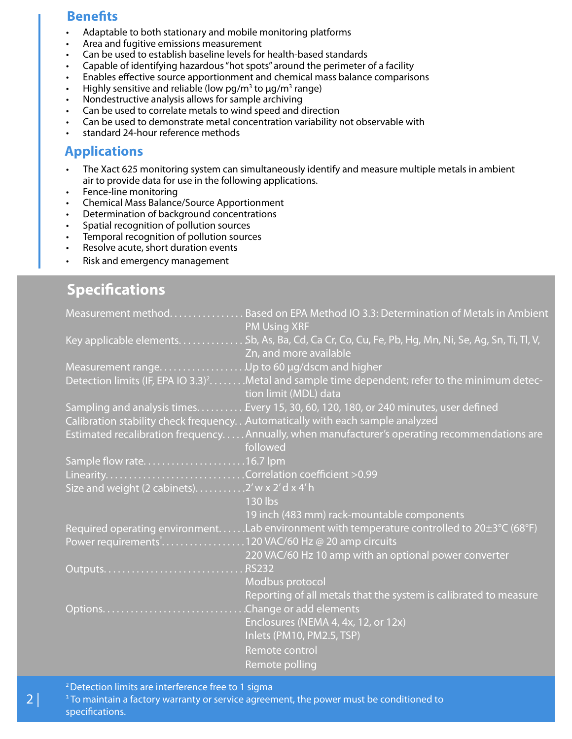## Benefits

- Adaptable to both stationary and mobile monitoring platforms
- Area and fugitive emissions measurement
- Can be used to establish baseline levels for health-based standards
- Capable of identifying hazardous "hot spots" around the perimeter of a facility
- Enables effective source apportionment and chemical mass balance comparisons
- Highly sensitive and reliable (low pg/m$^3$ to µg/m$^3$ range)
- Nondestructive analysis allows for sample archiving
- Can be used to correlate metals to wind speed and direction
- Can be used to demonstrate metal concentration variability not observable with
- standard 24-hour reference methods

## Applications

- The Xact 625 monitoring system can simultaneously identify and measure multiple metals in ambient air to provide data for use in the following applications.
- Fence-line monitoring
- Chemical Mass Balance/Source Apportionment
- Determination of background concentrations
- Spatial recognition of pollution sources
- Temporal recognition of pollution sources
- Resolve acute, short duration events
- Risk and emergency management

## Specifications

| Specification | Value |
|---|---|
| Measurement method | Based on EPA Method IO 3.3: Determination of Metals in Ambient PM Using XRF |
| Key applicable elements | Sb, As, Ba, Cd, Ca Cr, Co, Cu, Fe, Pb, Hg, Mn, Ni, Se, Ag, Sn, Ti, Tl, V, Zn, and more available |
| Measurement range | Up to 60 µg/dscm and higher |
| Detection limits (IF, EPA IO 3.3)[2] | Metal and sample time dependent; refer to the minimum detection limit (MDL) data |
| Sampling and analysis times | Every 15, 30, 60, 120, 180, or 240 minutes, user defined |
| Calibration stability check frequency | Automatically with each sample analyzed |
| Estimated recalibration frequency | Annually, when manufacturer's operating recommendations are followed |
| Sample flow rate | 16.7 lpm |
| Linearity | Correlation coefficient >0.99 |
| Size and weight (2 cabinets) | 2' w x 2' d x 4' h<br>130 lbs<br>19 inch (483 mm) rack-mountable components |
| Required operating environment | Lab environment with temperature controlled to 20±3°C (68°F) |
| Power requirements[3] | 120 VAC/60 Hz @ 20 amp circuits<br>220 VAC/60 Hz 10 amp with an optional power converter |
| Outputs | RS232<br>Modbus protocol<br>Reporting of all metals that the system is calibrated to measure |
| Options | Change or add elements<br>Enclosures (NEMA 4, 4x, 12, or 12x)<br>Inlets (PM10, PM2.5, TSP)<br>Remote control<br>Remote polling |

[2] Detection limits are interference free to 1 sigma

[3] To maintain a factory warranty or service agreement, the power must be conditioned to specifications.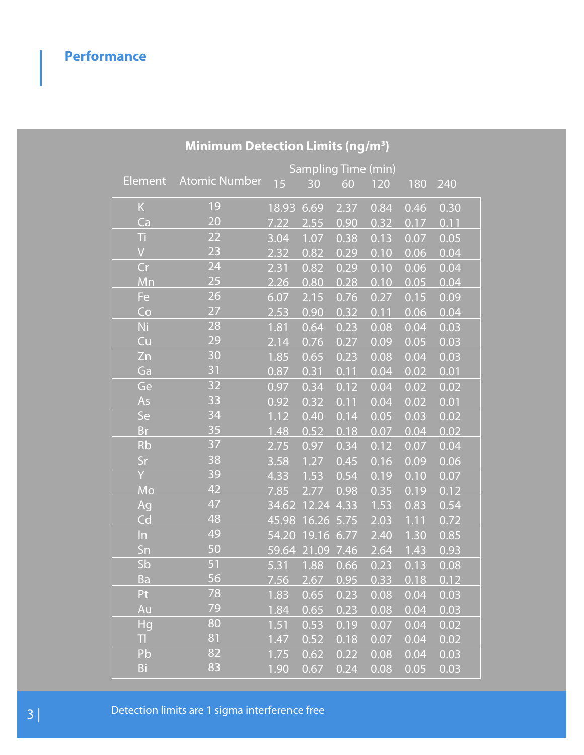## Performance

**Minimum Detection Limits ($ng/m^3$)**

| Element | Atomic Number | Sampling Time (min) | | | | | |
|---|---|---|---|---|---|---|---|
| | | 15 | 30 | 60 | 120 | 180 | 240 |
| K | 19 | 18.93 | 6.69 | 2.37 | 0.84 | 0.46 | 0.30 |
| Ca | 20 | 7.22 | 2.55 | 0.90 | 0.32 | 0.17 | 0.11 |
| Ti | 22 | 3.04 | 1.07 | 0.38 | 0.13 | 0.07 | 0.05 |
| V | 23 | 2.32 | 0.82 | 0.29 | 0.10 | 0.06 | 0.04 |
| Cr | 24 | 2.31 | 0.82 | 0.29 | 0.10 | 0.06 | 0.04 |
| Mn | 25 | 2.26 | 0.80 | 0.28 | 0.10 | 0.05 | 0.04 |
| Fe | 26 | 6.07 | 2.15 | 0.76 | 0.27 | 0.15 | 0.09 |
| Co | 27 | 2.53 | 0.90 | 0.32 | 0.11 | 0.06 | 0.04 |
| Ni | 28 | 1.81 | 0.64 | 0.23 | 0.08 | 0.04 | 0.03 |
| Cu | 29 | 2.14 | 0.76 | 0.27 | 0.09 | 0.05 | 0.03 |
| Zn | 30 | 1.85 | 0.65 | 0.23 | 0.08 | 0.04 | 0.03 |
| Ga | 31 | 0.87 | 0.31 | 0.11 | 0.04 | 0.02 | 0.01 |
| Ge | 32 | 0.97 | 0.34 | 0.12 | 0.04 | 0.02 | 0.02 |
| As | 33 | 0.92 | 0.32 | 0.11 | 0.04 | 0.02 | 0.01 |
| Se | 34 | 1.12 | 0.40 | 0.14 | 0.05 | 0.03 | 0.02 |
| Br | 35 | 1.48 | 0.52 | 0.18 | 0.07 | 0.04 | 0.02 |
| Rb | 37 | 2.75 | 0.97 | 0.34 | 0.12 | 0.07 | 0.04 |
| Sr | 38 | 3.58 | 1.27 | 0.45 | 0.16 | 0.09 | 0.06 |
| Y | 39 | 4.33 | 1.53 | 0.54 | 0.19 | 0.10 | 0.07 |
| Mo | 42 | 7.85 | 2.77 | 0.98 | 0.35 | 0.19 | 0.12 |
| Ag | 47 | 34.62 | 12.24 | 4.33 | 1.53 | 0.83 | 0.54 |
| Cd | 48 | 45.98 | 16.26 | 5.75 | 2.03 | 1.11 | 0.72 |
| In | 49 | 54.20 | 19.16 | 6.77 | 2.40 | 1.30 | 0.85 |
| Sn | 50 | 59.64 | 21.09 | 7.46 | 2.64 | 1.43 | 0.93 |
| Sb | 51 | 5.31 | 1.88 | 0.66 | 0.23 | 0.13 | 0.08 |
| Ba | 56 | 7.56 | 2.67 | 0.95 | 0.33 | 0.18 | 0.12 |
| Pt | 78 | 1.83 | 0.65 | 0.23 | 0.08 | 0.04 | 0.03 |
| Au | 79 | 1.84 | 0.65 | 0.23 | 0.08 | 0.04 | 0.03 |
| Hg | 80 | 1.51 | 0.53 | 0.19 | 0.07 | 0.04 | 0.02 |
| Tl | 81 | 1.47 | 0.52 | 0.18 | 0.07 | 0.04 | 0.02 |
| Pb | 82 | 1.75 | 0.62 | 0.22 | 0.08 | 0.04 | 0.03 |
| Bi | 83 | 1.90 | 0.67 | 0.24 | 0.08 | 0.05 | 0.03 |

Detection limits are 1 sigma interference free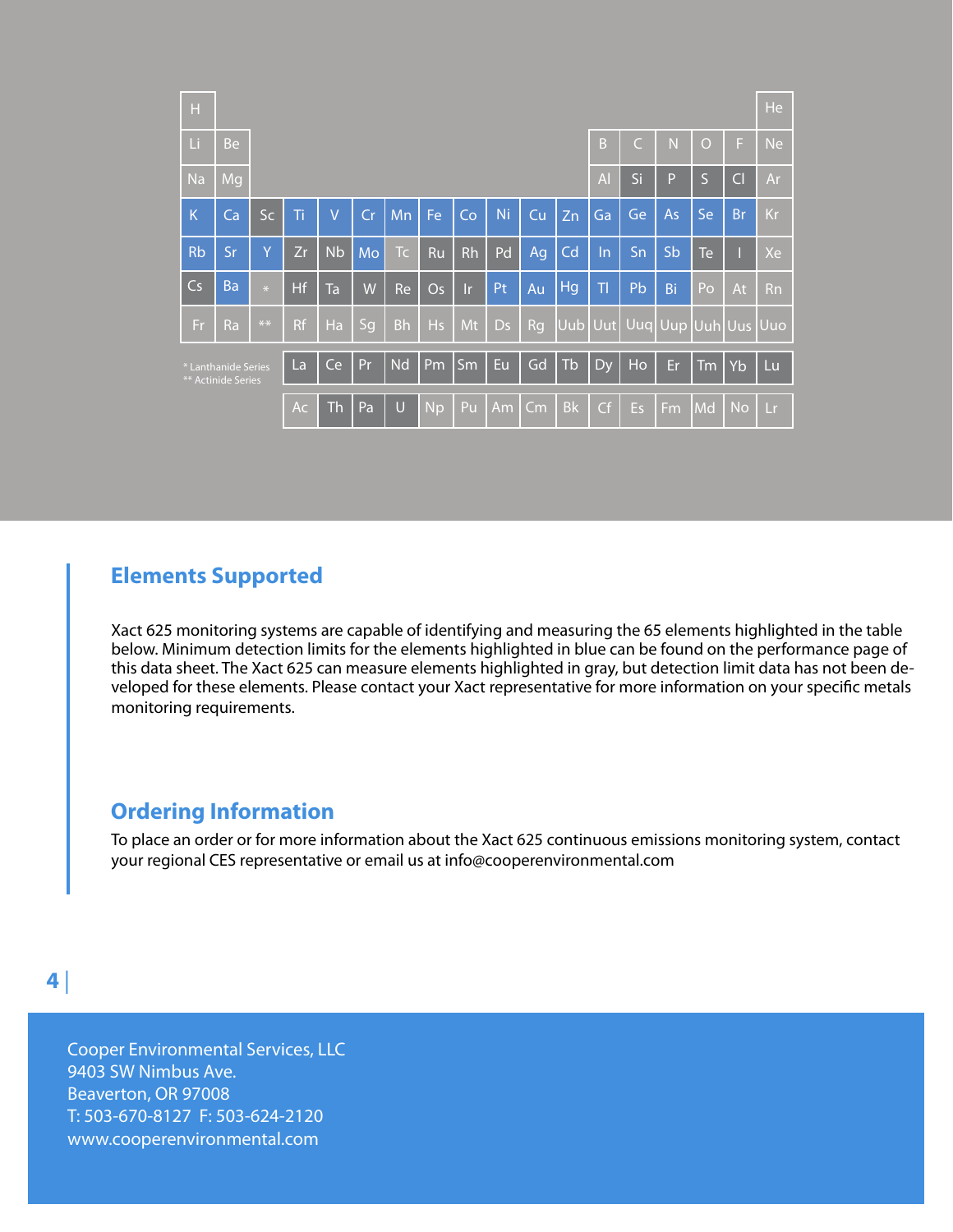| | | | | | | | | | | | | | | | | | |
|---|---|---|---|---|---|---|---|---|---|---|---|---|---|---|---|---|---|
| H | | | | | | | | | | | | | | | | | He |
| Li | Be | | | | | | | | | | | B | C | N | O | F | Ne |
| Na | Mg | | | | | | | | | | | Al | Si | P | S | Cl | Ar |
| K | Ca | Sc | Ti | V | Cr | Mn | Fe | Co | Ni | Cu | Zn | Ga | Ge | As | Se | Br | Kr |
| Rb | Sr | Y | Zr | Nb | Mo | Tc | Ru | Rh | Pd | Ag | Cd | In | Sn | Sb | Te | I | Xe |
| Cs | Ba | * | Hf | Ta | W | Re | Os | Ir | Pt | Au | Hg | Tl | Pb | Bi | Po | At | Rn |
| Fr | Ra | ** | Rf | Ha | Sg | Bh | Hs | Mt | Ds | Rg | Uub | Uut | Uuq | Uup | Uuh | Uus | Uuo |
| * Lanthanide Series | | | La | Ce | Pr | Nd | Pm | Sm | Eu | Gd | Tb | Dy | Ho | Er | Tm | Yb | Lu |
| ** Actinide Series | | | Ac | Th | Pa | U | Np | Pu | Am | Cm | Bk | Cf | Es | Fm | Md | No | Lr |

## Elements Supported

Xact 625 monitoring systems are capable of identifying and measuring the 65 elements highlighted in the table below. Minimum detection limits for the elements highlighted in blue can be found on the performance page of this data sheet. The Xact 625 can measure elements highlighted in gray, but detection limit data has not been developed for these elements. Please contact your Xact representative for more information on your specific metals monitoring requirements.

## Ordering Information

To place an order or for more information about the Xact 625 continuous emissions monitoring system, contact your regional CES representative or email us at info@cooperenvironmental.com

Cooper Environmental Services, LLC
9403 SW Nimbus Ave.
Beaverton, OR 97008
T: 503-670-8127 F: 503-624-2120
www.cooperenvironmental.com